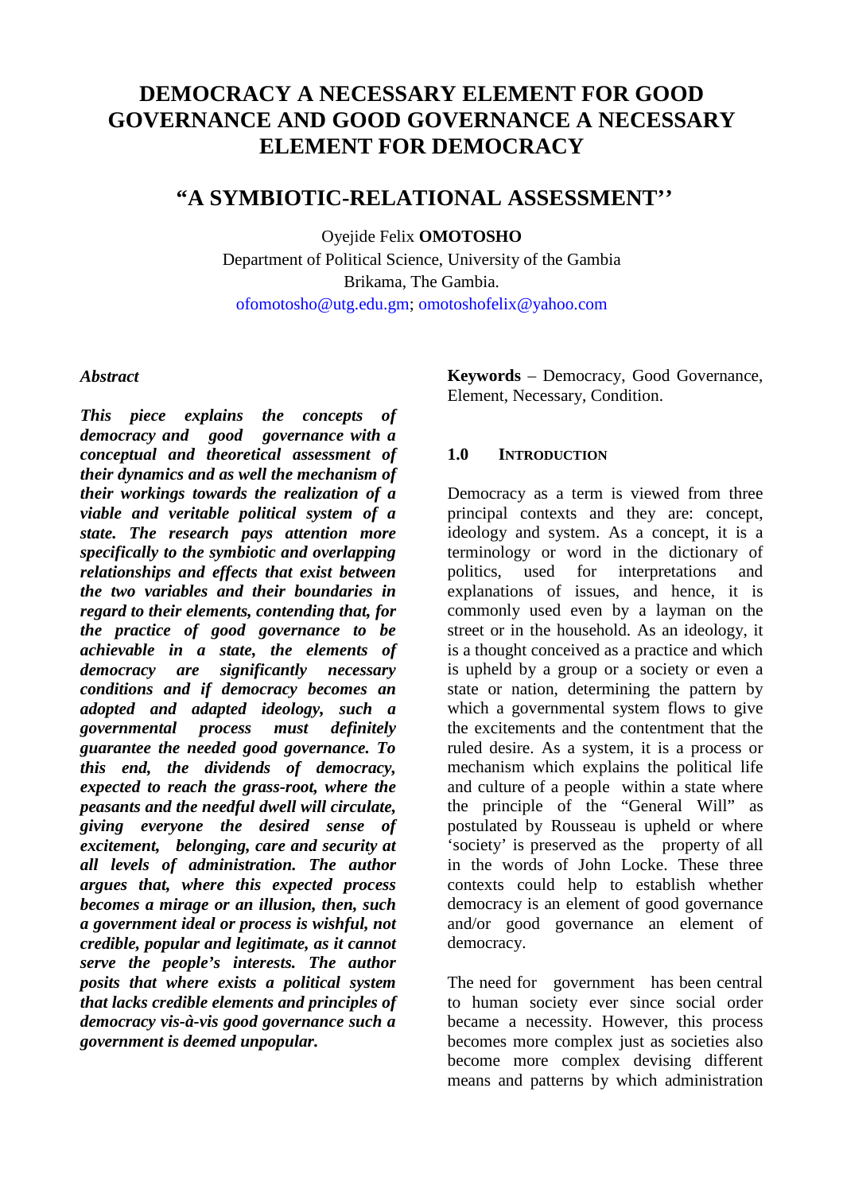# DEMOCRACY A NECESSARY ELEMENT FOR GOOD GOVERNANCE AND GOOD GOVERNANCE A NECESSARY ELEMENT FOR DEMOCRACY

## "A SYMBIOTIC-RELATIONAL ASSESSMENT''

Oyejide Felix **OMOTOSHO**

Department of Political Science, University of the Gambia

Brikama, The Gambia.

ofomotosho@utg.edu.gm; omotoshofelix@yahoo.com

***Abstract***

***This piece explains the concepts of democracy and good governance with a conceptual and theoretical assessment of their dynamics and as well the mechanism of their workings towards the realization of a viable and veritable political system of a state. The research pays attention more specifically to the symbiotic and overlapping relationships and effects that exist between the two variables and their boundaries in regard to their elements, contending that, for the practice of good governance to be achievable in a state, the elements of democracy are significantly necessary conditions and if democracy becomes an adopted and adapted ideology, such a governmental process must definitely guarantee the needed good governance. To this end, the dividends of democracy, expected to reach the grass-root, where the peasants and the needful dwell will circulate, giving everyone the desired sense of excitement, belonging, care and security at all levels of administration. The author argues that, where this expected process becomes a mirage or an illusion, then, such a government ideal or process is wishful, not credible, popular and legitimate, as it cannot serve the people's interests. The author posits that where exists a political system that lacks credible elements and principles of democracy vis-à-vis good governance such a government is deemed unpopular.***

**Keywords** – Democracy, Good Governance, Element, Necessary, Condition.

### 1.0 INTRODUCTION

Democracy as a term is viewed from three principal contexts and they are: concept, ideology and system. As a concept, it is a terminology or word in the dictionary of politics, used for interpretations and explanations of issues, and hence, it is commonly used even by a layman on the street or in the household. As an ideology, it is a thought conceived as a practice and which is upheld by a group or a society or even a state or nation, determining the pattern by which a governmental system flows to give the excitements and the contentment that the ruled desire. As a system, it is a process or mechanism which explains the political life and culture of a people within a state where the principle of the "General Will" as postulated by Rousseau is upheld or where 'society' is preserved as the property of all in the words of John Locke. These three contexts could help to establish whether democracy is an element of good governance and/or good governance an element of democracy.

The need for government has been central to human society ever since social order became a necessity. However, this process becomes more complex just as societies also become more complex devising different means and patterns by which administration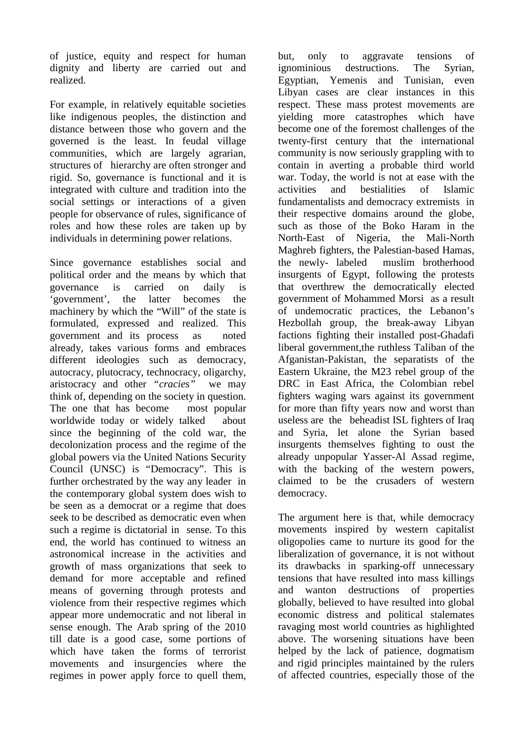of justice, equity and respect for human dignity and liberty are carried out and realized.

For example, in relatively equitable societies like indigenous peoples, the distinction and distance between those who govern and the governed is the least. In feudal village communities, which are largely agrarian, structures of hierarchy are often stronger and rigid. So, governance is functional and it is integrated with culture and tradition into the social settings or interactions of a given people for observance of rules, significance of roles and how these roles are taken up by individuals in determining power relations.

Since governance establishes social and political order and the means by which that governance is carried on daily is 'government', the latter becomes the machinery by which the "Will" of the state is formulated, expressed and realized. This government and its process as noted already, takes various forms and embraces different ideologies such as democracy, autocracy, plutocracy, technocracy, oligarchy, aristocracy and other "*cracies*" we may think of, depending on the society in question. The one that has become most popular worldwide today or widely talked about since the beginning of the cold war, the decolonization process and the regime of the global powers via the United Nations Security Council (UNSC) is "Democracy". This is further orchestrated by the way any leader in the contemporary global system does wish to be seen as a democrat or a regime that does seek to be described as democratic even when such a regime is dictatorial in sense. To this end, the world has continued to witness an astronomical increase in the activities and growth of mass organizations that seek to demand for more acceptable and refined means of governing through protests and violence from their respective regimes which appear more undemocratic and not liberal in sense enough. The Arab spring of the 2010 till date is a good case, some portions of which have taken the forms of terrorist movements and insurgencies where the regimes in power apply force to quell them, but, only to aggravate tensions of ignominious destructions. The Syrian, Egyptian, Yemenis and Tunisian, even Libyan cases are clear instances in this respect. These mass protest movements are yielding more catastrophes which have become one of the foremost challenges of the twenty-first century that the international community is now seriously grappling with to contain in averting a probable third world war. Today, the world is not at ease with the activities and bestialities of Islamic fundamentalists and democracy extremists in their respective domains around the globe, such as those of the Boko Haram in the North-East of Nigeria, the Mali-North Maghreb fighters, the Palestinian-based Hamas, the newly- labeled muslim brotherhood insurgents of Egypt, following the protests that overthrew the democratically elected government of Mohammed Morsi as a result of undemocratic practices, the Lebanon's Hezbollah group, the break-away Libyan factions fighting their installed post-Ghadafi liberal government,the ruthless Taliban of the Afganistan-Pakistan, the separatists of the Eastern Ukraine, the M23 rebel group of the DRC in East Africa, the Colombian rebel fighters waging wars against its government for more than fifty years now and worst than useless are the beheadist ISL fighters of Iraq and Syria, let alone the Syrian based insurgents themselves fighting to oust the already unpopular Yasser-Al Assad regime, with the backing of the western powers, claimed to be the crusaders of western democracy.

The argument here is that, while democracy movements inspired by western capitalist oligopolies came to nurture its good for the liberalization of governance, it is not without its drawbacks in sparking-off unnecessary tensions that have resulted into mass killings and wanton destructions of properties globally, believed to have resulted into global economic distress and political stalemates ravaging most world countries as highlighted above. The worsening situations have been helped by the lack of patience, dogmatism and rigid principles maintained by the rulers of affected countries, especially those of the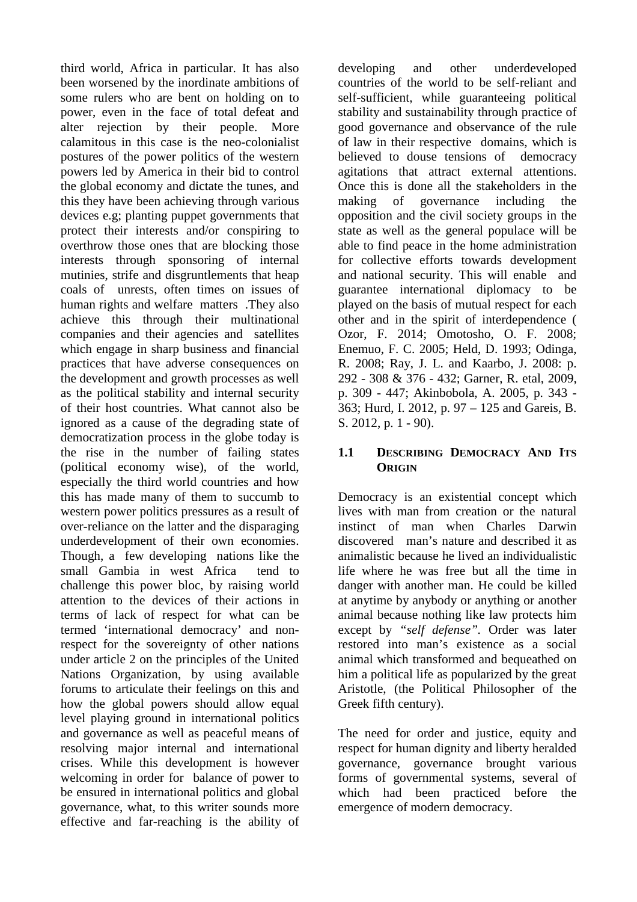third world, Africa in particular. It has also been worsened by the inordinate ambitions of some rulers who are bent on holding on to power, even in the face of total defeat and alter rejection by their people. More calamitous in this case is the neo-colonialist postures of the power politics of the western powers led by America in their bid to control the global economy and dictate the tunes, and this they have been achieving through various devices e.g; planting puppet governments that protect their interests and/or conspiring to overthrow those ones that are blocking those interests through sponsoring of internal mutinies, strife and disgruntlements that heap coals of unrests, often times on issues of human rights and welfare matters .They also achieve this through their multinational companies and their agencies and satellites which engage in sharp business and financial practices that have adverse consequences on the development and growth processes as well as the political stability and internal security of their host countries. What cannot also be ignored as a cause of the degrading state of democratization process in the globe today is the rise in the number of failing states (political economy wise), of the world, especially the third world countries and how this has made many of them to succumb to western power politics pressures as a result of over-reliance on the latter and the disparaging underdevelopment of their own economies. Though, a few developing nations like the small Gambia in west Africa tend to challenge this power bloc, by raising world attention to the devices of their actions in terms of lack of respect for what can be termed 'international democracy' and non-respect for the sovereignty of other nations under article 2 on the principles of the United Nations Organization, by using available forums to articulate their feelings on this and how the global powers should allow equal level playing ground in international politics and governance as well as peaceful means of resolving major internal and international crises. While this development is however welcoming in order for balance of power to be ensured in international politics and global governance, what, to this writer sounds more effective and far-reaching is the ability of developing and other underdeveloped countries of the world to be self-reliant and self-sufficient, while guaranteeing political stability and sustainability through practice of good governance and observance of the rule of law in their respective domains, which is believed to douse tensions of democracy agitations that attract external attentions. Once this is done all the stakeholders in the making of governance including the opposition and the civil society groups in the state as well as the general populace will be able to find peace in the home administration for collective efforts towards development and national security. This will enable and guarantee international diplomacy to be played on the basis of mutual respect for each other and in the spirit of interdependence ( Ozor, F. 2014; Omotosho, O. F. 2008; Enemuo, F. C. 2005; Held, D. 1993; Odinga, R. 2008; Ray, J. L. and Kaarbo, J. 2008: p. 292 - 308 & 376 - 432; Garner, R. etal, 2009, p. 309 - 447; Akinbobola, A. 2005, p. 343 - 363; Hurd, I. 2012, p. 97 – 125 and Gareis, B. S. 2012, p. 1 - 90).

## 1.1 Describing Democracy And Its Origin

Democracy is an existential concept which lives with man from creation or the natural instinct of man when Charles Darwin discovered man's nature and described it as animalistic because he lived an individualistic life where he was free but all the time in danger with another man. He could be killed at anytime by anybody or anything or another animal because nothing like law protects him except by *"self defense"*. Order was later restored into man's existence as a social animal which transformed and bequeathed on him a political life as popularized by the great Aristotle, (the Political Philosopher of the Greek fifth century).

The need for order and justice, equity and respect for human dignity and liberty heralded governance, governance brought various forms of governmental systems, several of which had been practiced before the emergence of modern democracy.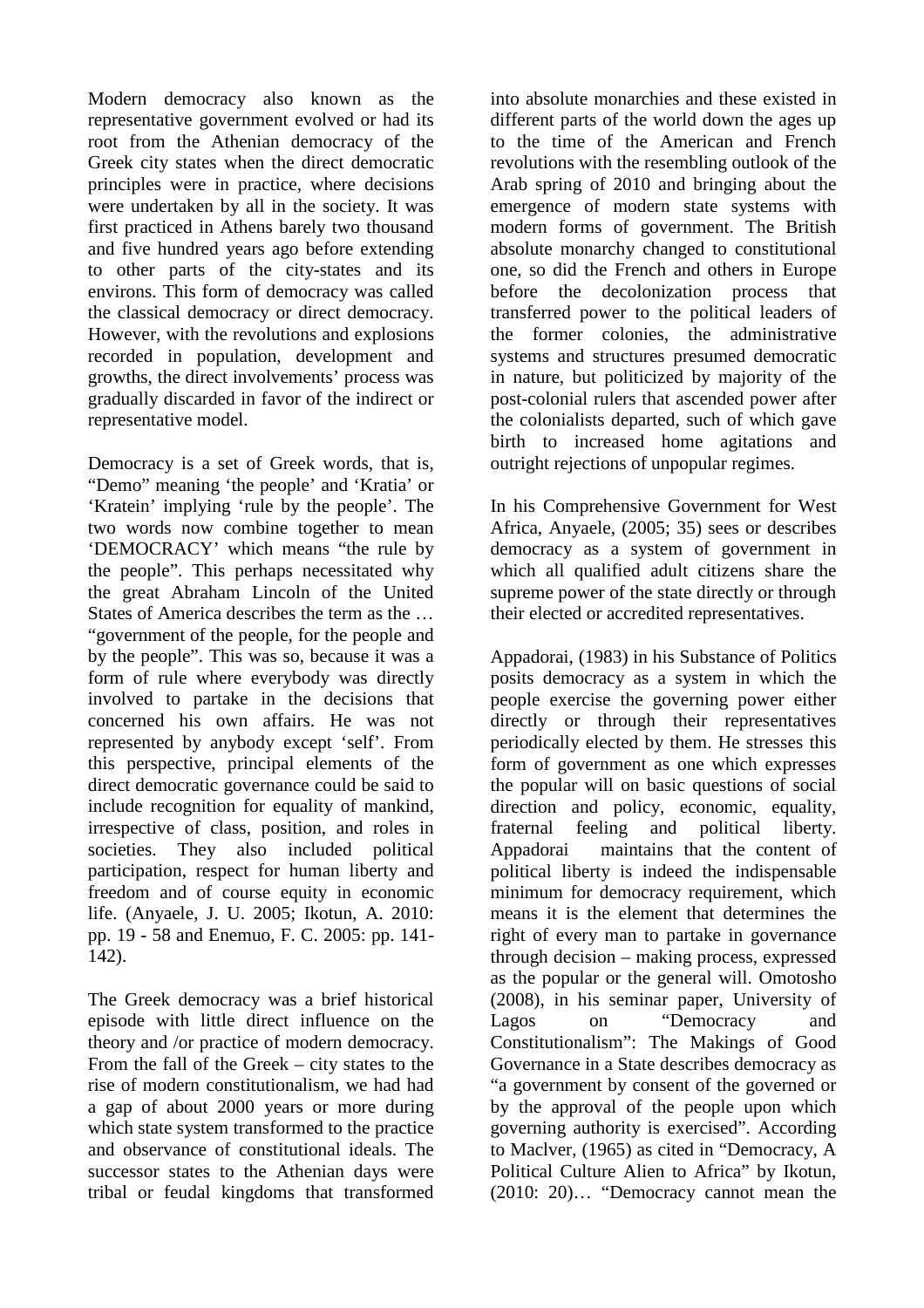Modern democracy also known as the representative government evolved or had its root from the Athenian democracy of the Greek city states when the direct democratic principles were in practice, where decisions were undertaken by all in the society. It was first practiced in Athens barely two thousand and five hundred years ago before extending to other parts of the city-states and its environs. This form of democracy was called the classical democracy or direct democracy. However, with the revolutions and explosions recorded in population, development and growths, the direct involvements' process was gradually discarded in favor of the indirect or representative model.

Democracy is a set of Greek words, that is, "Demo" meaning 'the people' and 'Kratia' or 'Kratein' implying 'rule by the people'. The two words now combine together to mean 'DEMOCRACY' which means "the rule by the people". This perhaps necessitated why the great Abraham Lincoln of the United States of America describes the term as the … "government of the people, for the people and by the people". This was so, because it was a form of rule where everybody was directly involved to partake in the decisions that concerned his own affairs. He was not represented by anybody except 'self'. From this perspective, principal elements of the direct democratic governance could be said to include recognition for equality of mankind, irrespective of class, position, and roles in societies. They also included political participation, respect for human liberty and freedom and of course equity in economic life. (Anyaele, J. U. 2005; Ikotun, A. 2010: pp. 19 - 58 and Enemuo, F. C. 2005: pp. 141-142).

The Greek democracy was a brief historical episode with little direct influence on the theory and /or practice of modern democracy. From the fall of the Greek – city states to the rise of modern constitutionalism, we had had a gap of about 2000 years or more during which state system transformed to the practice and observance of constitutional ideals. The successor states to the Athenian days were tribal or feudal kingdoms that transformed into absolute monarchies and these existed in different parts of the world down the ages up to the time of the American and French revolutions with the resembling outlook of the Arab spring of 2010 and bringing about the emergence of modern state systems with modern forms of government. The British absolute monarchy changed to constitutional one, so did the French and others in Europe before the decolonization process that transferred power to the political leaders of the former colonies, the administrative systems and structures presumed democratic in nature, but politicized by majority of the post-colonial rulers that ascended power after the colonialists departed, such of which gave birth to increased home agitations and outright rejections of unpopular regimes.

In his Comprehensive Government for West Africa, Anyaele, (2005; 35) sees or describes democracy as a system of government in which all qualified adult citizens share the supreme power of the state directly or through their elected or accredited representatives.

Appadorai, (1983) in his Substance of Politics posits democracy as a system in which the people exercise the governing power either directly or through their representatives periodically elected by them. He stresses this form of government as one which expresses the popular will on basic questions of social direction and policy, economic, equality, fraternal feeling and political liberty. Appadorai maintains that the content of political liberty is indeed the indispensable minimum for democracy requirement, which means it is the element that determines the right of every man to partake in governance through decision – making process, expressed as the popular or the general will. Omotosho (2008), in his seminar paper, University of Lagos on "Democracy and Constitutionalism": The Makings of Good Governance in a State describes democracy as "a government by consent of the governed or by the approval of the people upon which governing authority is exercised". According to Maclver, (1965) as cited in "Democracy, A Political Culture Alien to Africa" by Ikotun, (2010: 20)… "Democracy cannot mean the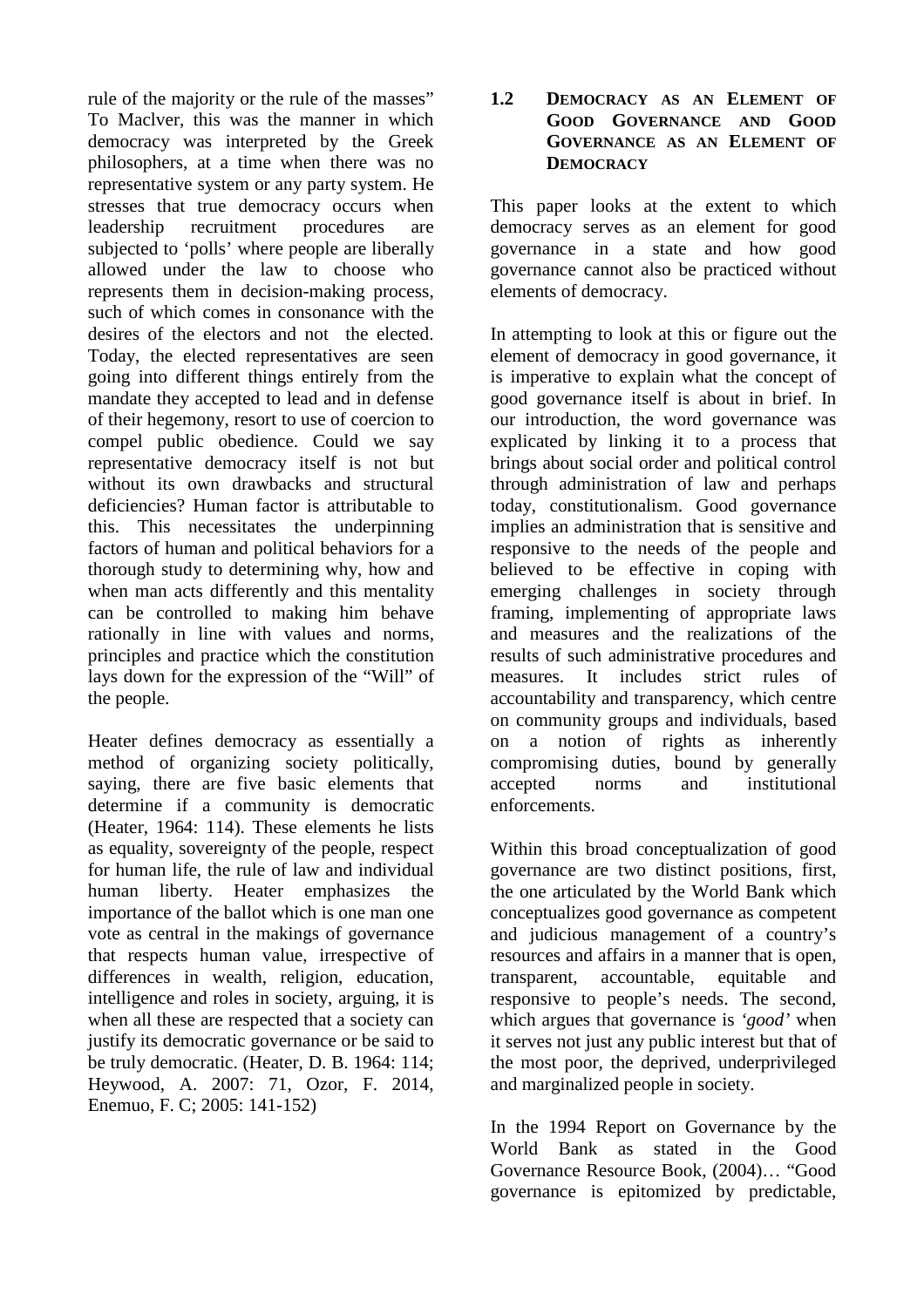rule of the majority or the rule of the masses" To Maclver, this was the manner in which democracy was interpreted by the Greek philosophers, at a time when there was no representative system or any party system. He stresses that true democracy occurs when leadership recruitment procedures are subjected to 'polls' where people are liberally allowed under the law to choose who represents them in decision-making process, such of which comes in consonance with the desires of the electors and not the elected. Today, the elected representatives are seen going into different things entirely from the mandate they accepted to lead and in defense of their hegemony, resort to use of coercion to compel public obedience. Could we say representative democracy itself is not but without its own drawbacks and structural deficiencies? Human factor is attributable to this. This necessitates the underpinning factors of human and political behaviors for a thorough study to determining why, how and when man acts differently and this mentality can be controlled to making him behave rationally in line with values and norms, principles and practice which the constitution lays down for the expression of the "Will" of the people.

Heater defines democracy as essentially a method of organizing society politically, saying, there are five basic elements that determine if a community is democratic (Heater, 1964: 114). These elements he lists as equality, sovereignty of the people, respect for human life, the rule of law and individual human liberty. Heater emphasizes the importance of the ballot which is one man one vote as central in the makings of governance that respects human value, irrespective of differences in wealth, religion, education, intelligence and roles in society, arguing, it is when all these are respected that a society can justify its democratic governance or be said to be truly democratic. (Heater, D. B. 1964: 114; Heywood, A. 2007: 71, Ozor, F. 2014, Enemuo, F. C; 2005: 141-152)

## 1.2 Democracy as an Element of Good Governance and Good Governance as an Element of Democracy

This paper looks at the extent to which democracy serves as an element for good governance in a state and how good governance cannot also be practiced without elements of democracy.

In attempting to look at this or figure out the element of democracy in good governance, it is imperative to explain what the concept of good governance itself is about in brief. In our introduction, the word governance was explicated by linking it to a process that brings about social order and political control through administration of law and perhaps today, constitutionalism. Good governance implies an administration that is sensitive and responsive to the needs of the people and believed to be effective in coping with emerging challenges in society through framing, implementing of appropriate laws and measures and the realizations of the results of such administrative procedures and measures. It includes strict rules of accountability and transparency, which centre on community groups and individuals, based on a notion of rights as inherently compromising duties, bound by generally accepted norms and institutional enforcements.

Within this broad conceptualization of good governance are two distinct positions, first, the one articulated by the World Bank which conceptualizes good governance as competent and judicious management of a country's resources and affairs in a manner that is open, transparent, accountable, equitable and responsive to people's needs. The second, which argues that governance is *'good'* when it serves not just any public interest but that of the most poor, the deprived, underprivileged and marginalized people in society.

In the 1994 Report on Governance by the World Bank as stated in the Good Governance Resource Book, (2004)… "Good governance is epitomized by predictable,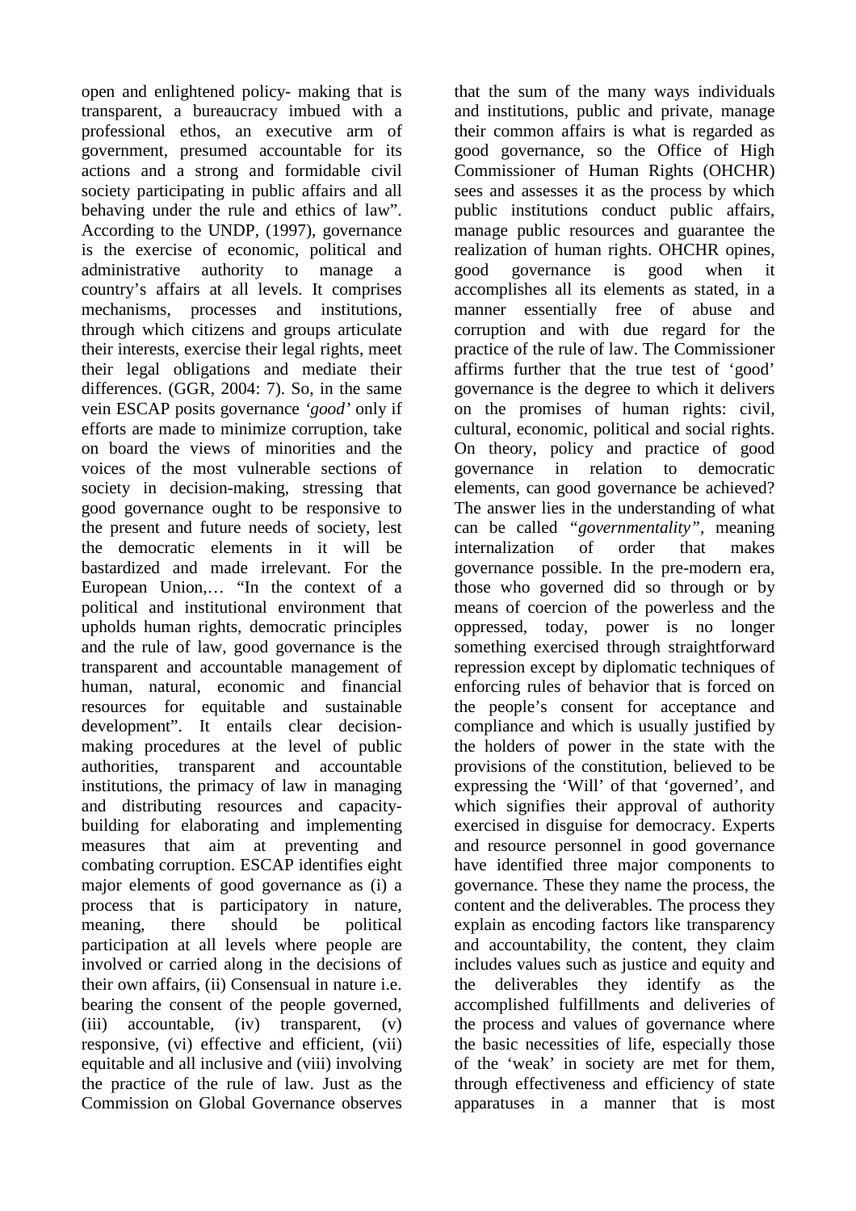open and enlightened policy- making that is transparent, a bureaucracy imbued with a professional ethos, an executive arm of government, presumed accountable for its actions and a strong and formidable civil society participating in public affairs and all behaving under the rule and ethics of law". According to the UNDP, (1997), governance is the exercise of economic, political and administrative authority to manage a country's affairs at all levels. It comprises mechanisms, processes and institutions, through which citizens and groups articulate their interests, exercise their legal rights, meet their legal obligations and mediate their differences. (GGR, 2004: 7). So, in the same vein ESCAP posits governance *'good'* only if efforts are made to minimize corruption, take on board the views of minorities and the voices of the most vulnerable sections of society in decision-making, stressing that good governance ought to be responsive to the present and future needs of society, lest the democratic elements in it will be bastardized and made irrelevant. For the European Union,… "In the context of a political and institutional environment that upholds human rights, democratic principles and the rule of law, good governance is the transparent and accountable management of human, natural, economic and financial resources for equitable and sustainable development". It entails clear decision-making procedures at the level of public authorities, transparent and accountable institutions, the primacy of law in managing and distributing resources and capacity-building for elaborating and implementing measures that aim at preventing and combating corruption. ESCAP identifies eight major elements of good governance as (i) a process that is participatory in nature, meaning, there should be political participation at all levels where people are involved or carried along in the decisions of their own affairs, (ii) Consensual in nature i.e. bearing the consent of the people governed, (iii) accountable, (iv) transparent, (v) responsive, (vi) effective and efficient, (vii) equitable and all inclusive and (viii) involving the practice of the rule of law. Just as the Commission on Global Governance observes that the sum of the many ways individuals and institutions, public and private, manage their common affairs is what is regarded as good governance, so the Office of High Commissioner of Human Rights (OHCHR) sees and assesses it as the process by which public institutions conduct public affairs, manage public resources and guarantee the realization of human rights. OHCHR opines, good governance is good when it accomplishes all its elements as stated, in a manner essentially free of abuse and corruption and with due regard for the practice of the rule of law. The Commissioner affirms further that the true test of 'good' governance is the degree to which it delivers on the promises of human rights: civil, cultural, economic, political and social rights. On theory, policy and practice of good governance in relation to democratic elements, can good governance be achieved? The answer lies in the understanding of what can be called *"governmentality"*, meaning internalization of order that makes governance possible. In the pre-modern era, those who governed did so through or by means of coercion of the powerless and the oppressed, today, power is no longer something exercised through straightforward repression except by diplomatic techniques of enforcing rules of behavior that is forced on the people's consent for acceptance and compliance and which is usually justified by the holders of power in the state with the provisions of the constitution, believed to be expressing the 'Will' of that 'governed', and which signifies their approval of authority exercised in disguise for democracy. Experts and resource personnel in good governance have identified three major components to governance. These they name the process, the content and the deliverables. The process they explain as encoding factors like transparency and accountability, the content, they claim includes values such as justice and equity and the deliverables they identify as the accomplished fulfillments and deliveries of the process and values of governance where the basic necessities of life, especially those of the 'weak' in society are met for them, through effectiveness and efficiency of state apparatuses in a manner that is most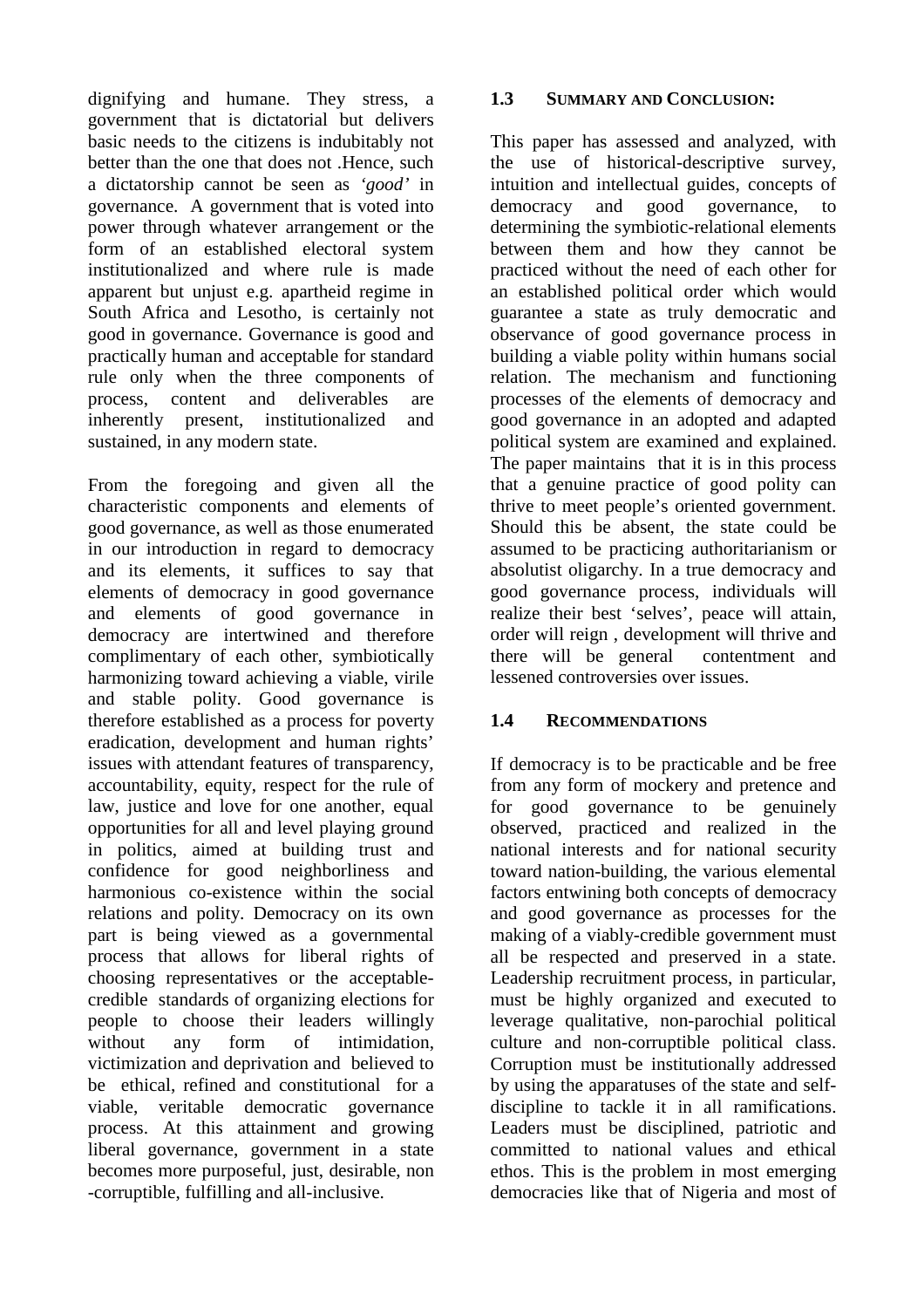dignifying and humane. They stress, a government that is dictatorial but delivers basic needs to the citizens is indubitably not better than the one that does not .Hence, such a dictatorship cannot be seen as *'good'* in governance. A government that is voted into power through whatever arrangement or the form of an established electoral system institutionalized and where rule is made apparent but unjust e.g. apartheid regime in South Africa and Lesotho, is certainly not good in governance. Governance is good and practically human and acceptable for standard rule only when the three components of process, content and deliverables are inherently present, institutionalized and sustained, in any modern state.

From the foregoing and given all the characteristic components and elements of good governance, as well as those enumerated in our introduction in regard to democracy and its elements, it suffices to say that elements of democracy in good governance and elements of good governance in democracy are intertwined and therefore complimentary of each other, symbiotically harmonizing toward achieving a viable, virile and stable polity. Good governance is therefore established as a process for poverty eradication, development and human rights' issues with attendant features of transparency, accountability, equity, respect for the rule of law, justice and love for one another, equal opportunities for all and level playing ground in politics, aimed at building trust and confidence for good neighborliness and harmonious co-existence within the social relations and polity. Democracy on its own part is being viewed as a governmental process that allows for liberal rights of choosing representatives or the acceptable-credible standards of organizing elections for people to choose their leaders willingly without any form of intimidation, victimization and deprivation and believed to be ethical, refined and constitutional for a viable, veritable democratic governance process. At this attainment and growing liberal governance, government in a state becomes more purposeful, just, desirable, non -corruptible, fulfilling and all-inclusive.

### 1.3 SUMMARY AND CONCLUSION:

This paper has assessed and analyzed, with the use of historical-descriptive survey, intuition and intellectual guides, concepts of democracy and good governance, to determining the symbiotic-relational elements between them and how they cannot be practiced without the need of each other for an established political order which would guarantee a state as truly democratic and observance of good governance process in building a viable polity within humans social relation. The mechanism and functioning processes of the elements of democracy and good governance in an adopted and adapted political system are examined and explained. The paper maintains that it is in this process that a genuine practice of good polity can thrive to meet people's oriented government. Should this be absent, the state could be assumed to be practicing authoritarianism or absolutist oligarchy. In a true democracy and good governance process, individuals will realize their best 'selves', peace will attain, order will reign , development will thrive and there will be general contentment and lessened controversies over issues.

### 1.4 RECOMMENDATIONS

If democracy is to be practicable and be free from any form of mockery and pretence and for good governance to be genuinely observed, practiced and realized in the national interests and for national security toward nation-building, the various elemental factors entwining both concepts of democracy and good governance as processes for the making of a viably-credible government must all be respected and preserved in a state. Leadership recruitment process, in particular, must be highly organized and executed to leverage qualitative, non-parochial political culture and non-corruptible political class. Corruption must be institutionally addressed by using the apparatuses of the state and self-discipline to tackle it in all ramifications. Leaders must be disciplined, patriotic and committed to national values and ethical ethos. This is the problem in most emerging democracies like that of Nigeria and most of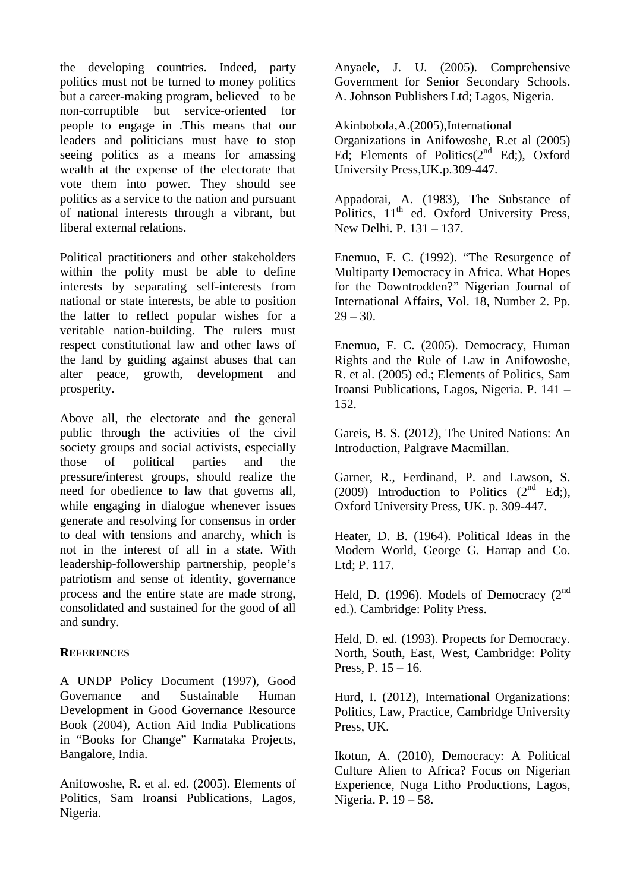the developing countries. Indeed, party politics must not be turned to money politics but a career-making program, believed to be non-corruptible but service-oriented for people to engage in .This means that our leaders and politicians must have to stop seeing politics as a means for amassing wealth at the expense of the electorate that vote them into power. They should see politics as a service to the nation and pursuant of national interests through a vibrant, but liberal external relations.

Political practitioners and other stakeholders within the polity must be able to define interests by separating self-interests from national or state interests, be able to position the latter to reflect popular wishes for a veritable nation-building. The rulers must respect constitutional law and other laws of the land by guiding against abuses that can alter peace, growth, development and prosperity.

Above all, the electorate and the general public through the activities of the civil society groups and social activists, especially those of political parties and the pressure/interest groups, should realize the need for obedience to law that governs all, while engaging in dialogue whenever issues generate and resolving for consensus in order to deal with tensions and anarchy, which is not in the interest of all in a state. With leadership-followership partnership, people's patriotism and sense of identity, governance process and the entire state are made strong, consolidated and sustained for the good of all and sundry.

## REFERENCES

A UNDP Policy Document (1997), Good Governance and Sustainable Human Development in Good Governance Resource Book (2004), Action Aid India Publications in "Books for Change" Karnataka Projects, Bangalore, India.

Anifowoshe, R. et al. ed. (2005). Elements of Politics, Sam Iroansi Publications, Lagos, Nigeria.

Anyaele, J. U. (2005). Comprehensive Government for Senior Secondary Schools. A. Johnson Publishers Ltd; Lagos, Nigeria.

Akinbobola,A.(2005),International Organizations in Anifowoshe, R.et al (2005) Ed; Elements of Politics(2nd Ed;), Oxford University Press,UK.p.309-447.

Appadorai, A. (1983), The Substance of Politics, 11th ed. Oxford University Press, New Delhi. P. 131 – 137.

Enemuo, F. C. (1992). "The Resurgence of Multiparty Democracy in Africa. What Hopes for the Downtrodden?" Nigerian Journal of International Affairs, Vol. 18, Number 2. Pp. 29 – 30.

Enemuo, F. C. (2005). Democracy, Human Rights and the Rule of Law in Anifowoshe, R. et al. (2005) ed.; Elements of Politics, Sam Iroansi Publications, Lagos, Nigeria. P. 141 – 152.

Gareis, B. S. (2012), The United Nations: An Introduction, Palgrave Macmillan.

Garner, R., Ferdinand, P. and Lawson, S. (2009) Introduction to Politics (2nd Ed;), Oxford University Press, UK. p. 309-447.

Heater, D. B. (1964). Political Ideas in the Modern World, George G. Harrap and Co. Ltd; P. 117.

Held, D. (1996). Models of Democracy (2nd ed.). Cambridge: Polity Press.

Held, D. ed. (1993). Propects for Democracy. North, South, East, West, Cambridge: Polity Press, P. 15 – 16.

Hurd, I. (2012), International Organizations: Politics, Law, Practice, Cambridge University Press, UK.

Ikotun, A. (2010), Democracy: A Political Culture Alien to Africa? Focus on Nigerian Experience, Nuga Litho Productions, Lagos, Nigeria. P. 19 – 58.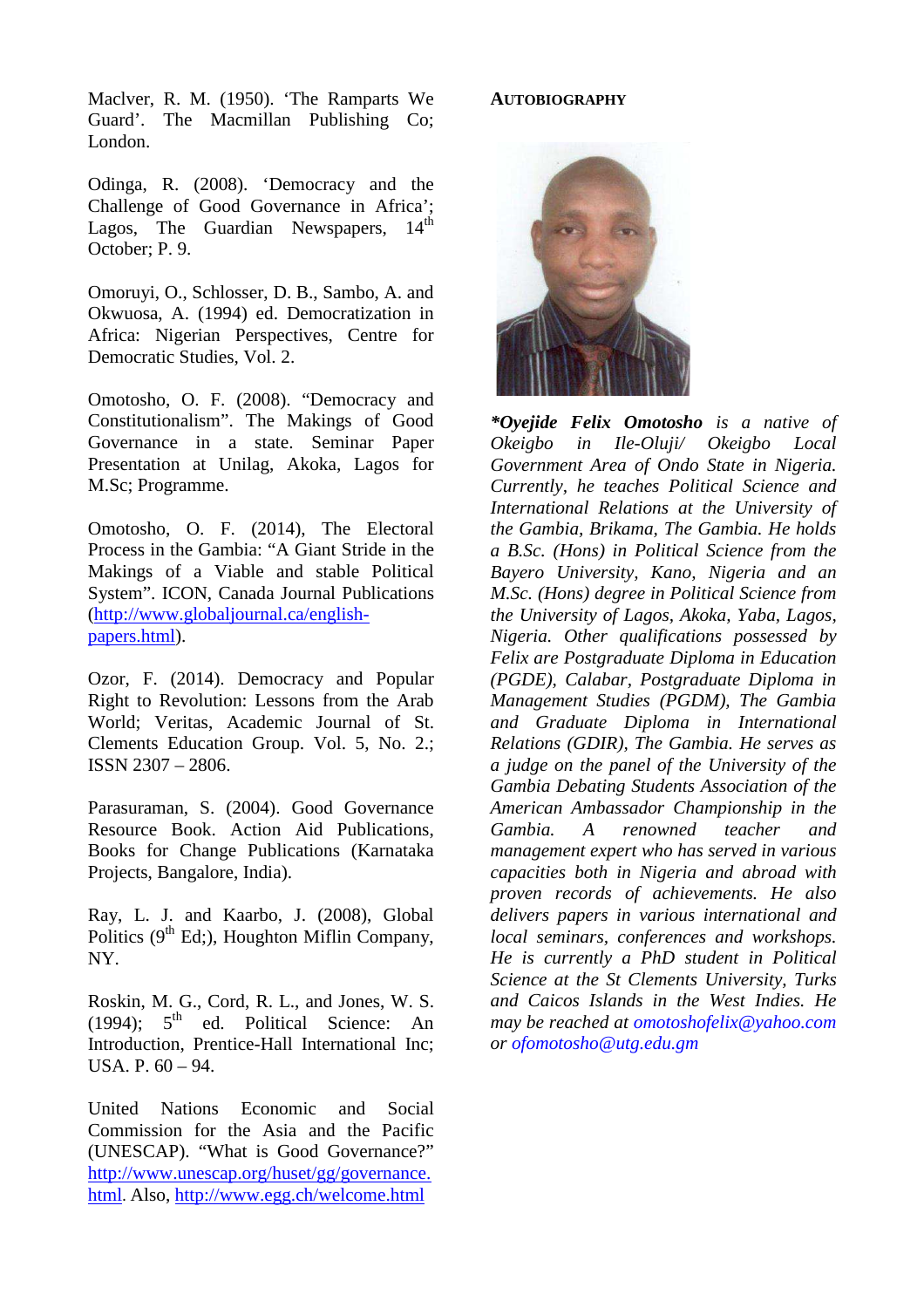Maclver, R. M. (1950). 'The Ramparts We Guard'. The Macmillan Publishing Co; London.

Odinga, R. (2008). 'Democracy and the Challenge of Good Governance in Africa'; Lagos, The Guardian Newspapers, 14th October; P. 9.

Omoruyi, O., Schlosser, D. B., Sambo, A. and Okwuosa, A. (1994) ed. Democratization in Africa: Nigerian Perspectives, Centre for Democratic Studies, Vol. 2.

Omotosho, O. F. (2008). "Democracy and Constitutionalism". The Makings of Good Governance in a state. Seminar Paper Presentation at Unilag, Akoka, Lagos for M.Sc; Programme.

Omotosho, O. F. (2014), The Electoral Process in the Gambia: "A Giant Stride in the Makings of a Viable and stable Political System". ICON, Canada Journal Publications (http://www.globaljournal.ca/english-papers.html).

Ozor, F. (2014). Democracy and Popular Right to Revolution: Lessons from the Arab World; Veritas, Academic Journal of St. Clements Education Group. Vol. 5, No. 2.; ISSN 2307 – 2806.

Parasuraman, S. (2004). Good Governance Resource Book. Action Aid Publications, Books for Change Publications (Karnataka Projects, Bangalore, India).

Ray, L. J. and Kaarbo, J. (2008), Global Politics (9th Ed;), Houghton Miflin Company, NY.

Roskin, M. G., Cord, R. L., and Jones, W. S. (1994); 5th ed. Political Science: An Introduction, Prentice-Hall International Inc; USA. P. 60 – 94.

United Nations Economic and Social Commission for the Asia and the Pacific (UNESCAP). "What is Good Governance?" http://www.unescap.org/huset/gg/governance.html. Also, http://www.egg.ch/welcome.html

## AUTOBIOGRAPHY

***Oyejide Felix Omotosho** is a native of Okeigbo in Ile-Oluji/ Okeigbo Local Government Area of Ondo State in Nigeria. Currently, he teaches Political Science and International Relations at the University of the Gambia, Brikama, The Gambia. He holds a B.Sc. (Hons) in Political Science from the Bayero University, Kano, Nigeria and an M.Sc. (Hons) degree in Political Science from the University of Lagos, Akoka, Yaba, Lagos, Nigeria. Other qualifications possessed by Felix are Postgraduate Diploma in Education (PGDE), Calabar, Postgraduate Diploma in Management Studies (PGDM), The Gambia and Graduate Diploma in International Relations (GDIR), The Gambia. He serves as a judge on the panel of the University of the Gambia Debating Students Association of the American Ambassador Championship in the Gambia. A renowned teacher and management expert who has served in various capacities both in Nigeria and abroad with proven records of achievements. He also delivers papers in various international and local seminars, conferences and workshops. He is currently a PhD student in Political Science at the St Clements University, Turks and Caicos Islands in the West Indies. He may be reached at omotoshofelix@yahoo.com or ofomotosho@utg.edu.gm*